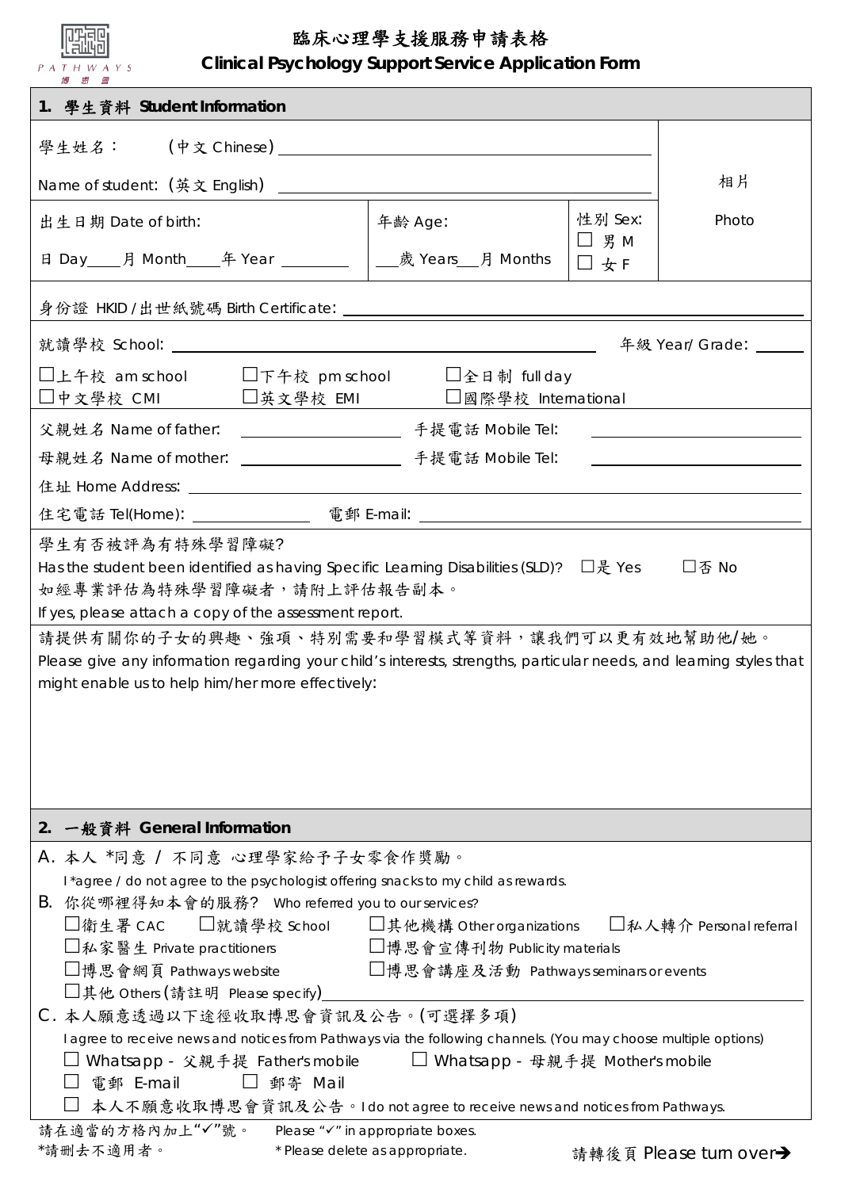PATHWAYS 博思會

# 臨床心理學支援服務申請表格
# Clinical Psychology Support Service Application Form

## 1. 學生資料 Student Information

學生姓名： (中文 Chinese) ______________________

Name of student: (英文 English) ______________________

相片 Photo

出生日期 Date of birth: 日 Day____月 Month____年 Year ________

年齡 Age: ___歲 Years___月 Months

性別 Sex: ☐ 男 M ☐ 女 F

身份證 HKID / 出世紙號碼 Birth Certificate: ______________________

就讀學校 School: ______________________ 年級 Year/ Grade: ______

☐上午校 am school ☐下午校 pm school ☐全日制 full day
☐中文學校 CMI ☐英文學校 EMI ☐國際學校 International

父親姓名 Name of father: ____________ 手提電話 Mobile Tel: ____________

母親姓名 Name of mother: ____________ 手提電話 Mobile Tel: ____________

住址 Home Address: ______________________

住宅電話 Tel(Home): ____________ 電郵 E-mail: ______________________

學生有否被評為有特殊學習障礙?
Has the student been identified as having Specific Learning Disabilities (SLD)? ☐是 Yes ☐否 No
如經專業評估為特殊學習障礙者，請附上評估報告副本。
If yes, please attach a copy of the assessment report.

請提供有關你的子女的興趣、強項、特別需要和學習模式等資料，讓我們可以更有效地幫助他/她。
Please give any information regarding your child's interests, strengths, particular needs, and learning styles that might enable us to help him/her more effectively:

## 2. 一般資料 General Information

A. 本人 *同意 / 不同意 心理學家給予子女零食作獎勵。
I *agree / do not agree to the psychologist offering snacks to my child as rewards.

B. 你從哪裡得知本會的服務? Who referred you to our services?

☐衛生署 CAC ☐就讀學校 School ☐其他機構 Other organizations ☐私人轉介 Personal referral
☐私家醫生 Private practitioners ☐博思會宣傳刊物 Publicity materials
☐博思會網頁 Pathways website ☐博思會講座及活動 Pathways seminars or events
☐其他 Others (請註明 Please specify) ______________________

C. 本人願意透過以下途徑收取博思會資訊及公告。(可選擇多項)
I agree to receive news and notices from Pathways via the following channels. (You may choose multiple options)

☐ Whatsapp - 父親手提 Father's mobile ☐ Whatsapp - 母親手提 Mother's mobile
☐ 電郵 E-mail ☐ 郵寄 Mail
☐ 本人不願意收取博思會資訊及公告。I do not agree to receive news and notices from Pathways.

請在適當的方格內加上"✓"號。 Please "✓" in appropriate boxes.
*請刪去不適用者。 * Please delete as appropriate.

請轉後頁 Please turn over➔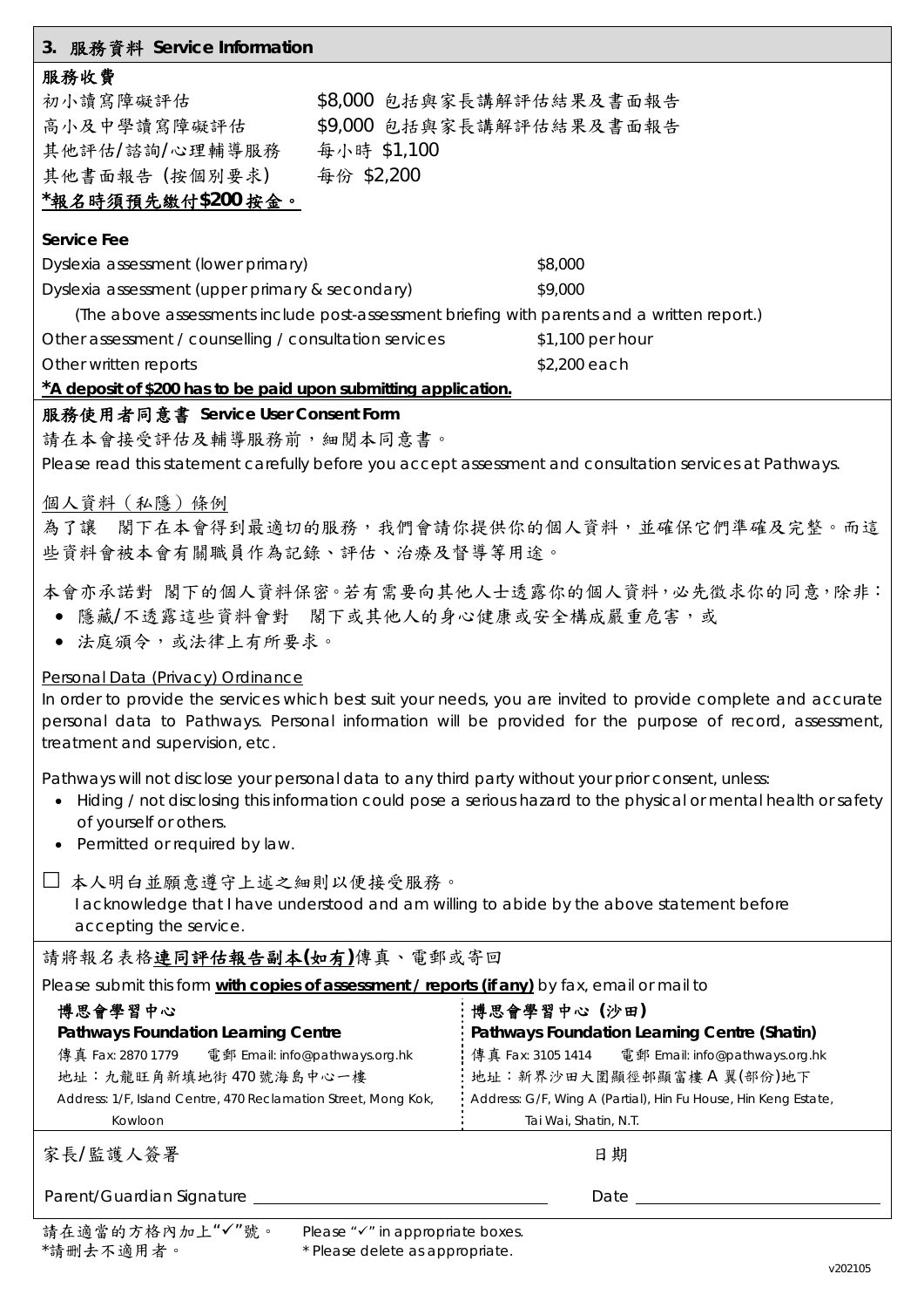## 3. 服務資料 Service Information

**服務收費**

| | |
|---|---|
| 初小讀寫障礙評估 | $8,000 包括與家長講解評估結果及書面報告 |
| 高小及中學讀寫障礙評估 | $9,000 包括與家長講解評估結果及書面報告 |
| 其他評估/諮詢/心理輔導服務 | 每小時 $1,100 |
| 其他書面報告 (按個別要求) | 每份 $2,200 |

***報名時須預先繳付$200按金。***

**Service Fee**

| | |
|---|---|
| Dyslexia assessment (lower primary) | $8,000 |
| Dyslexia assessment (upper primary & secondary) | $9,000 |

(The above assessments include post-assessment briefing with parents and a written report.)

| | |
|---|---|
| Other assessment / counselling / consultation services | $1,100 per hour |
| Other written reports | $2,200 each |

***A deposit of $200 has to be paid upon submitting application.***

### 服務使用者同意書 Service User Consent Form

請在本會接受評估及輔導服務前，細閱本同意書。

Please read this statement carefully before you accept assessment and consultation services at Pathways.

個人資料（私隱）條例

為了讓 閣下在本會得到最適切的服務，我們會請你提供你的個人資料，並確保它們準確及完整。而這些資料會被本會有關職員作為記錄、評估、治療及督導等用途。

本會亦承諾對 閣下的個人資料保密。若有需要向其他人士透露你的個人資料，必先徵求你的同意，除非：

- 隱藏/不透露這些資料會對 閣下或其他人的身心健康或安全構成嚴重危害，或
- 法庭頒令，或法律上有所要求。

Personal Data (Privacy) Ordinance

In order to provide the services which best suit your needs, you are invited to provide complete and accurate personal data to Pathways. Personal information will be provided for the purpose of record, assessment, treatment and supervision, etc.

Pathways will not disclose your personal data to any third party without your prior consent, unless:

- Hiding / not disclosing this information could pose a serious hazard to the physical or mental health or safety of yourself or others.
- Permitted or required by law.

☐ 本人明白並願意遵守上述之細則以便接受服務。
I acknowledge that I have understood and am willing to abide by the above statement before accepting the service.

請將報名表格**連同評估報告副本(如有)**傳真、電郵或寄回

Please submit this form **with copies of assessment / reports (if any)** by fax, email or mail to

**博思會學習中心**
**Pathways Foundation Learning Centre**
傳真 Fax: 2870 1779　電郵 Email: info@pathways.org.hk
地址：九龍旺角新填地街 470 號海島中心一樓
Address: 1/F, Island Centre, 470 Reclamation Street, Mong Kok, Kowloon

**博思會學習中心 (沙田)**
**Pathways Foundation Learning Centre (Shatin)**
傳真 Fax: 3105 1414　電郵 Email: info@pathways.org.hk
地址：新界沙田大圍顯徑邨顯富樓 A 翼(部份)地下
Address: G/F, Wing A (Partial), Hin Fu House, Hin Keng Estate, Tai Wai, Shatin, N.T.

家長/監護人簽署　　　　　　　　　　　　日期

Parent/Guardian Signature ______________________　Date ______________________

請在適當的方格內加上"✓"號。　Please "✓" in appropriate boxes.
*請刪去不適用者。　* Please delete as appropriate.

v202105